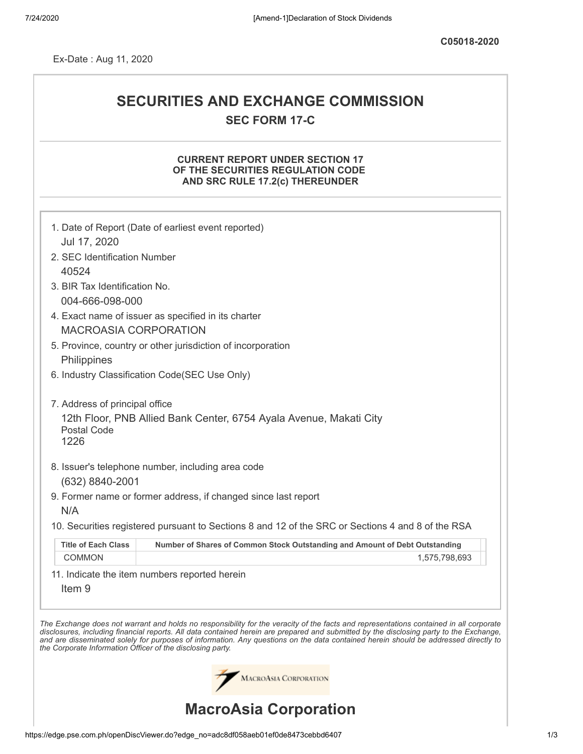C05018-2020

Ex-Date : Aug 11, 2020

# SECURITIES AND EXCHANGE COMMISSION

## SEC FORM 17-C

### CURRENT REPORT UNDER SECTION 17 OF THE SECURITIES REGULATION CODE AND SRC RULE 17.2(c) THEREUNDER

1. Date of Report (Date of earliest event reported)
   Jul 17, 2020
2. SEC Identification Number
   40524
3. BIR Tax Identification No.
   004-666-098-000
4. Exact name of issuer as specified in its charter
   MACROASIA CORPORATION
5. Province, country or other jurisdiction of incorporation
   Philippines
6. Industry Classification Code(SEC Use Only)

7. Address of principal office
   12th Floor, PNB Allied Bank Center, 6754 Ayala Avenue, Makati City
   Postal Code
   1226
8. Issuer's telephone number, including area code
   (632) 8840-2001
9. Former name or former address, if changed since last report
   N/A
10. Securities registered pursuant to Sections 8 and 12 of the SRC or Sections 4 and 8 of the RSA

| Title of Each Class | Number of Shares of Common Stock Outstanding and Amount of Debt Outstanding |
|---|---|
| COMMON | 1,575,798,693 |

11. Indicate the item numbers reported herein
    Item 9

*The Exchange does not warrant and holds no responsibility for the veracity of the facts and representations contained in all corporate disclosures, including financial reports. All data contained herein are prepared and submitted by the disclosing party to the Exchange, and are disseminated solely for purposes of information. Any questions on the data contained herein should be addressed directly to the Corporate Information Officer of the disclosing party.*

MacroAsia Corporation

# MacroAsia Corporation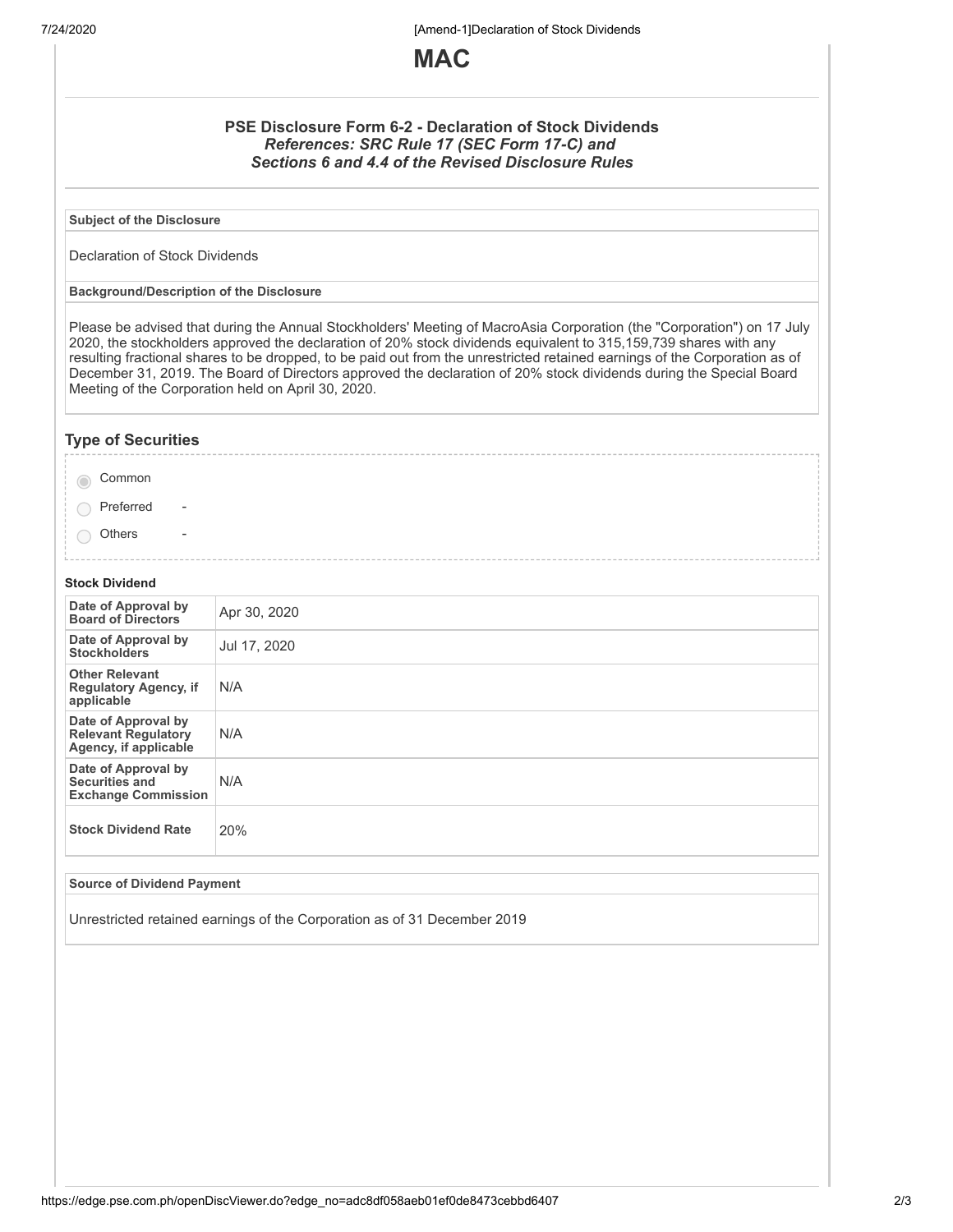# MAC

### PSE Disclosure Form 6-2 - Declaration of Stock Dividends

***References: SRC Rule 17 (SEC Form 17-C) and***
***Sections 6 and 4.4 of the Revised Disclosure Rules***

**Subject of the Disclosure**

Declaration of Stock Dividends

**Background/Description of the Disclosure**

Please be advised that during the Annual Stockholders' Meeting of MacroAsia Corporation (the "Corporation") on 17 July 2020, the stockholders approved the declaration of 20% stock dividends equivalent to 315,159,739 shares with any resulting fractional shares to be dropped, to be paid out from the unrestricted retained earnings of the Corporation as of December 31, 2019. The Board of Directors approved the declaration of 20% stock dividends during the Special Board Meeting of the Corporation held on April 30, 2020.

## Type of Securities

- (●) Common
- ( ) Preferred -
- ( ) Others -

**Stock Dividend**

| | |
|---|---|
| **Date of Approval by Board of Directors** | Apr 30, 2020 |
| **Date of Approval by Stockholders** | Jul 17, 2020 |
| **Other Relevant Regulatory Agency, if applicable** | N/A |
| **Date of Approval by Relevant Regulatory Agency, if applicable** | N/A |
| **Date of Approval by Securities and Exchange Commission** | N/A |
| **Stock Dividend Rate** | 20% |

**Source of Dividend Payment**

Unrestricted retained earnings of the Corporation as of 31 December 2019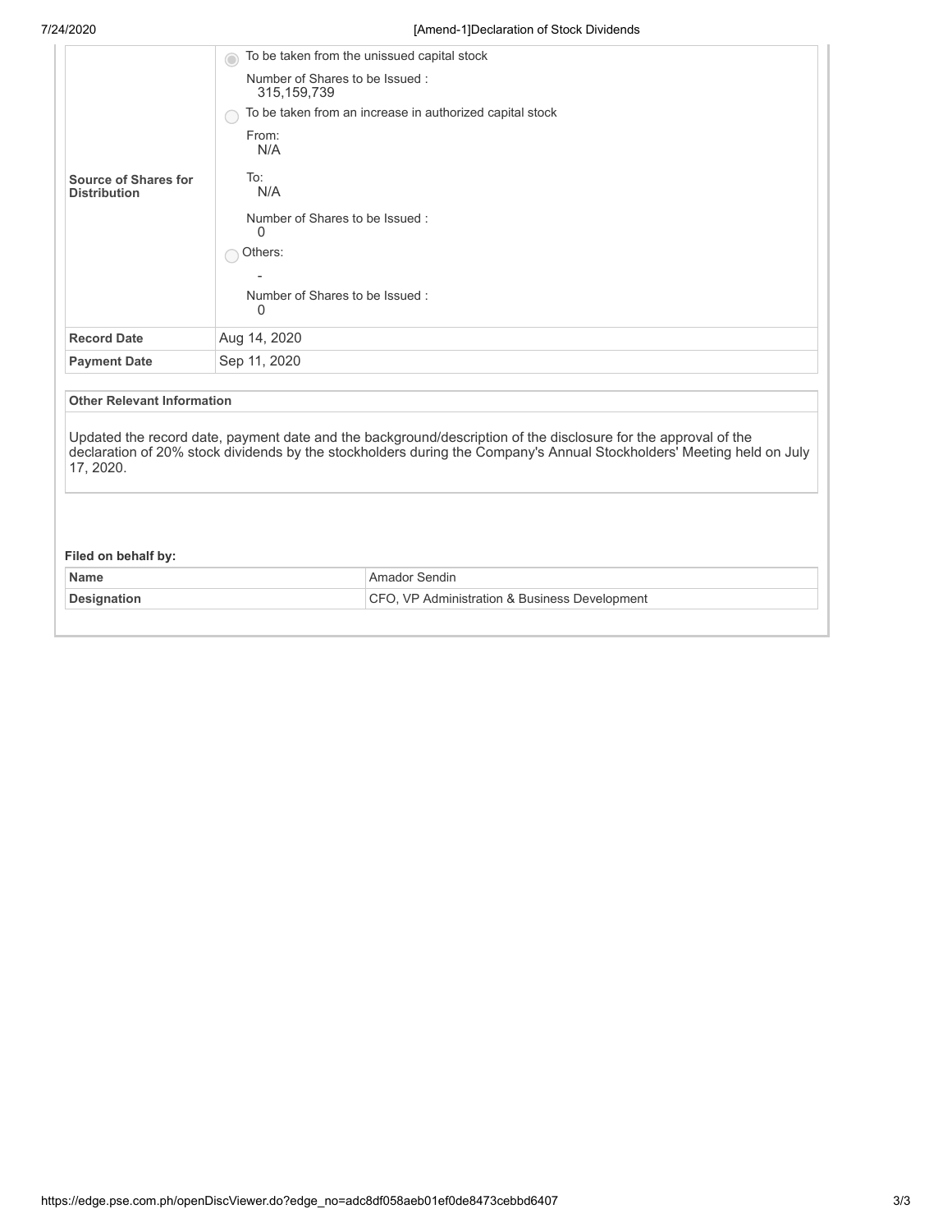| | |
|---|---|
| **Source of Shares for Distribution** | ◉ To be taken from the unissued capital stock<br>Number of Shares to be Issued :<br>315,159,739<br>◯ To be taken from an increase in authorized capital stock<br>From:<br>N/A<br>To:<br>N/A<br>Number of Shares to be Issued :<br>0<br>◯ Others:<br>-<br>Number of Shares to be Issued :<br>0 |
| **Record Date** | Aug 14, 2020 |
| **Payment Date** | Sep 11, 2020 |

**Other Relevant Information**

Updated the record date, payment date and the background/description of the disclosure for the approval of the declaration of 20% stock dividends by the stockholders during the Company's Annual Stockholders' Meeting held on July 17, 2020.

**Filed on behalf by:**

| | |
|---|---|
| **Name** | Amador Sendin |
| **Designation** | CFO, VP Administration & Business Development |